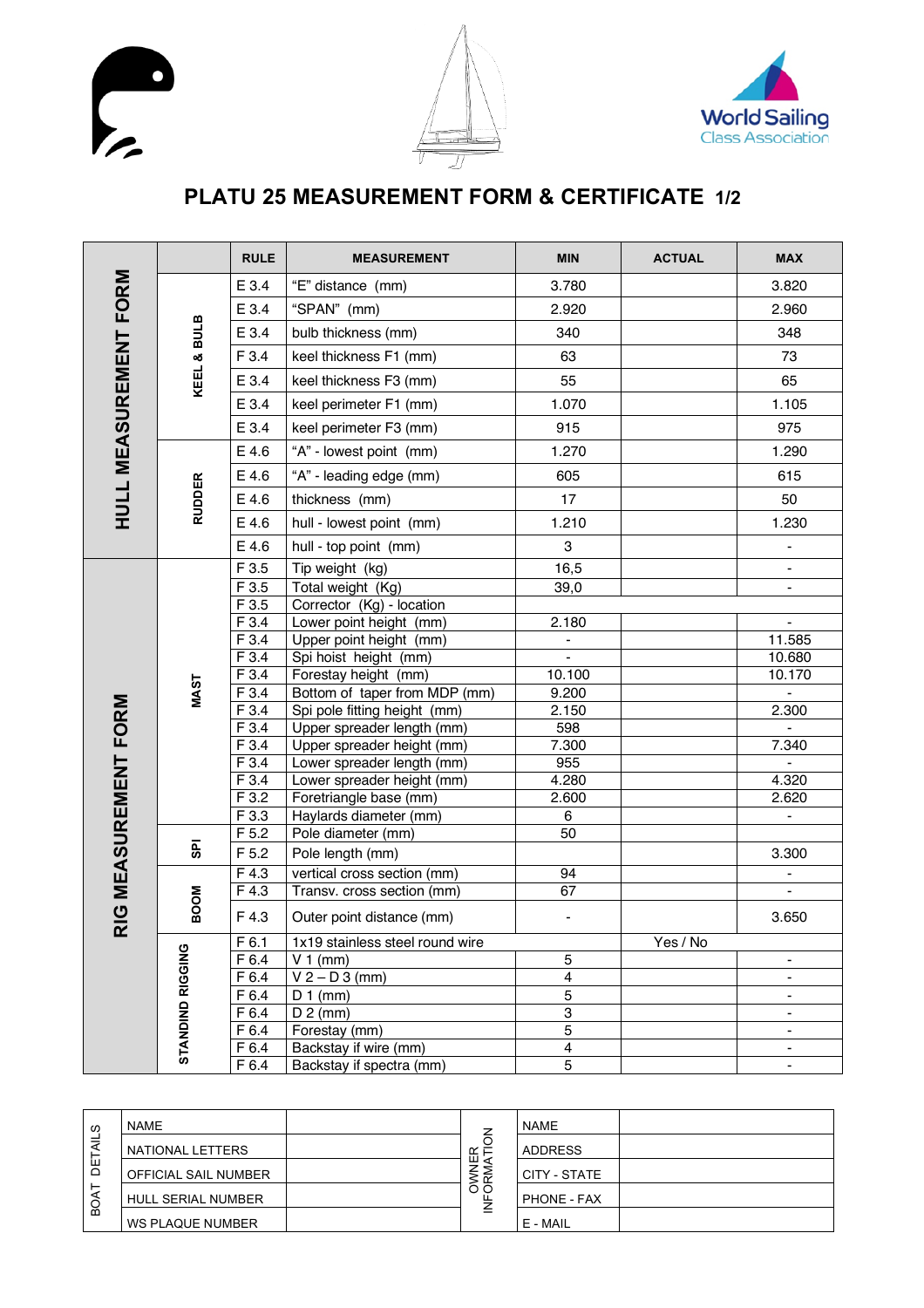# PLATU 25 MEASUREMENT FORM & CERTIFICATE 1/2

| | | RULE | MEASUREMENT | MIN | ACTUAL | MAX |
|---|---|---|---|---|---|---|
| HULL MEASUREMENT FORM | KEEL & BULB | E 3.4 | "E" distance (mm) | 3.780 | | 3.820 |
| | | E 3.4 | "SPAN" (mm) | 2.920 | | 2.960 |
| | | E 3.4 | bulb thickness (mm) | 340 | | 348 |
| | | F 3.4 | keel thickness F1 (mm) | 63 | | 73 |
| | | E 3.4 | keel thickness F3 (mm) | 55 | | 65 |
| | | E 3.4 | keel perimeter F1 (mm) | 1.070 | | 1.105 |
| | | E 3.4 | keel perimeter F3 (mm) | 915 | | 975 |
| | RUDDER | E 4.6 | "A" - lowest point (mm) | 1.270 | | 1.290 |
| | | E 4.6 | "A" - leading edge (mm) | 605 | | 615 |
| | | E 4.6 | thickness (mm) | 17 | | 50 |
| | | E 4.6 | hull - lowest point (mm) | 1.210 | | 1.230 |
| | | E 4.6 | hull - top point (mm) | 3 | | - |
| RIG MEASUREMENT FORM | MAST | F 3.5 | Tip weight (kg) | 16,5 | | - |
| | | F 3.5 | Total weight (Kg) | 39,0 | | - |
| | | F 3.5 | Corrector (Kg) - location | | | |
| | | F 3.4 | Lower point height (mm) | 2.180 | | - |
| | | F 3.4 | Upper point height (mm) | - | | 11.585 |
| | | F 3.4 | Spi hoist height (mm) | - | | 10.680 |
| | | F 3.4 | Forestay height (mm) | 10.100 | | 10.170 |
| | | F 3.4 | Bottom of taper from MDP (mm) | 9.200 | | - |
| | | F 3.4 | Spi pole fitting height (mm) | 2.150 | | 2.300 |
| | | F 3.4 | Upper spreader length (mm) | 598 | | - |
| | | F 3.4 | Upper spreader height (mm) | 7.300 | | 7.340 |
| | | F 3.4 | Lower spreader length (mm) | 955 | | - |
| | | F 3.4 | Lower spreader height (mm) | 4.280 | | 4.320 |
| | | F 3.2 | Foretriangle base (mm) | 2.600 | | 2.620 |
| | | F 3.3 | Haylards diameter (mm) | 6 | | - |
| | SPI | F 5.2 | Pole diameter (mm) | 50 | | |
| | | F 5.2 | Pole length (mm) | | | 3.300 |
| | BOOM | F 4.3 | vertical cross section (mm) | 94 | | - |
| | | F 4.3 | Transv. cross section (mm) | 67 | | - |
| | | F 4.3 | Outer point distance (mm) | - | | 3.650 |
| | STANDIND RIGGING | F 6.1 | 1x19 stainless steel round wire | | Yes / No | |
| | | F 6.4 | V 1 (mm) | 5 | | - |
| | | F 6.4 | V 2 – D 3 (mm) | 4 | | - |
| | | F 6.4 | D 1 (mm) | 5 | | - |
| | | F 6.4 | D 2 (mm) | 3 | | - |
| | | F 6.4 | Forestay (mm) | 5 | | - |
| | | F 6.4 | Backstay if wire (mm) | 4 | | - |
| | | F 6.4 | Backstay if spectra (mm) | 5 | | - |

| BOAT DETAILS | | | OWNER INFORMATION | | |
|---|---|---|---|---|---|
| | NAME | | | NAME | |
| | NATIONAL LETTERS | | | ADDRESS | |
| | OFFICIAL SAIL NUMBER | | | CITY - STATE | |
| | HULL SERIAL NUMBER | | | PHONE - FAX | |
| | WS PLAQUE NUMBER | | | E - MAIL | |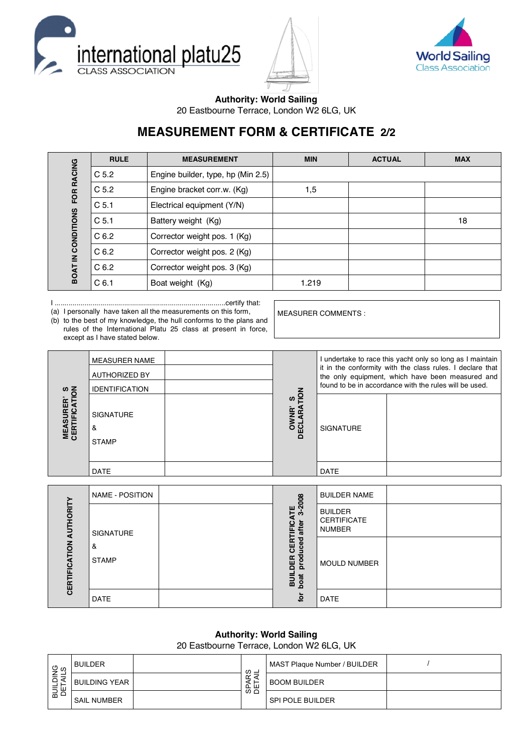international platu25
CLASS ASSOCIATION

World Sailing
Class Association

**Authority: World Sailing**
20 Eastbourne Terrace, London W2 6LG, UK

# MEASUREMENT FORM & CERTIFICATE 2/2

| BOAT IN CONDITIONS FOR RACING | RULE | MEASUREMENT | MIN | ACTUAL | MAX |
|---|---|---|---|---|---|
| | C 5.2 | Engine builder, type, hp (Min 2.5) | | | |
| | C 5.2 | Engine bracket corr.w. (Kg) | 1,5 | | |
| | C 5.1 | Electrical equipment (Y/N) | | | |
| | C 5.1 | Battery weight (Kg) | | | 18 |
| | C 6.2 | Corrector weight pos. 1 (Kg) | | | |
| | C 6.2 | Corrector weight pos. 2 (Kg) | | | |
| | C 6.2 | Corrector weight pos. 3 (Kg) | | | |
| | C 6.1 | Boat weight (Kg) | 1.219 | | |

I ......................................................................................certify that:
(a) I personally have taken all the measurements on this form,
(b) to the best of my knowledge, the hull conforms to the plans and rules of the International Platu 25 class at present in force, except as I have stated below.

MEASURER COMMENTS :

| MEASURER' S CERTIFICATION | | | OWNR' S DECLARATION | | |
|---|---|---|---|---|---|
| | MEASURER NAME | | | I undertake to race this yacht only so long as I maintain it in the conformity with the class rules. I declare that the only equipment, which have been measured and found to be in accordance with the rules will be used. | |
| | AUTHORIZED BY | | | | |
| | IDENTIFICATION | | | | |
| | SIGNATURE & STAMP | | | SIGNATURE | |
| | DATE | | | DATE | |

| CERTIFICATION AUTHORITY | | | BUILDER CERTIFICATE for boat produced after 3-2008 | | |
|---|---|---|---|---|---|
| | NAME - POSITION | | | BUILDER NAME | |
| | SIGNATURE & STAMP | | | BUILDER CERTIFICATE NUMBER | |
| | | | | MOULD NUMBER | |
| | DATE | | | DATE | |

**Authority: World Sailing**
20 Eastbourne Terrace, London W2 6LG, UK

| BUILDING DETAILS | | | SPARS DETAIL | | |
|---|---|---|---|---|---|
| | BUILDER | | | MAST Plaque Number / BUILDER | / |
| | BUILDING YEAR | | | BOOM BUILDER | |
| | SAIL NUMBER | | | SPI POLE BUILDER | |